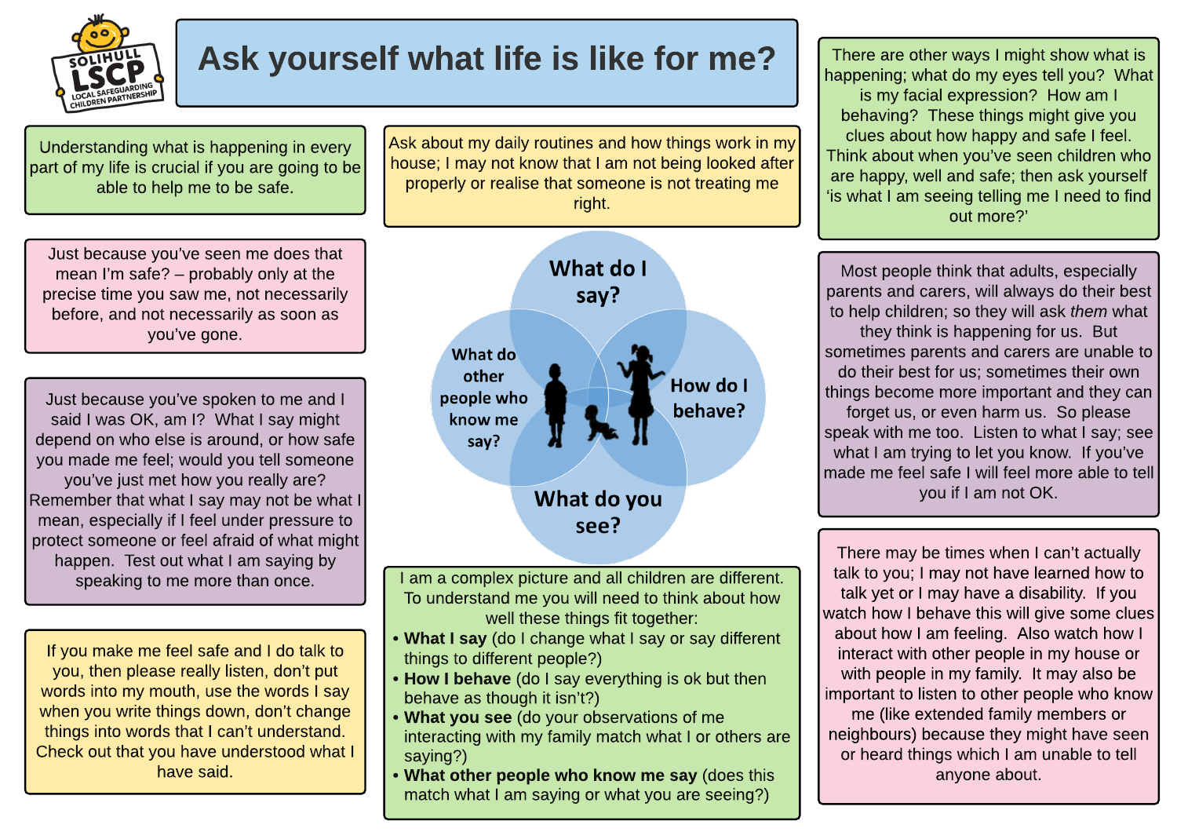SOLIHULL LSCP
LOCAL SAFEGUARDING CHILDREN PARTNERSHIP

# Ask yourself what life is like for me?

Understanding what is happening in every part of my life is crucial if you are going to be able to help me to be safe.

Just because you've seen me does that mean I'm safe? – probably only at the precise time you saw me, not necessarily before, and not necessarily as soon as you've gone.

Just because you've spoken to me and I said I was OK, am I? What I say might depend on who else is around, or how safe you made me feel; would you tell someone you've just met how you really are? Remember that what I say may not be what I mean, especially if I feel under pressure to protect someone or feel afraid of what might happen. Test out what I am saying by speaking to me more than once.

If you make me feel safe and I do talk to you, then please really listen, don't put words into my mouth, use the words I say when you write things down, don't change things into words that I can't understand. Check out that you have understood what I have said.

Ask about my daily routines and how things work in my house; I may not know that I am not being looked after properly or realise that someone is not treating me right.

What do I say?

What do other people who know me say?

How do I behave?

What do you see?

I am a complex picture and all children are different. To understand me you will need to think about how well these things fit together:

- **What I say** (do I change what I say or say different things to different people?)
- **How I behave** (do I say everything is ok but then behave as though it isn't?)
- **What you see** (do your observations of me interacting with my family match what I or others are saying?)
- **What other people who know me say** (does this match what I am saying or what you are seeing?)

There are other ways I might show what is happening; what do my eyes tell you? What is my facial expression? How am I behaving? These things might give you clues about how happy and safe I feel. Think about when you've seen children who are happy, well and safe; then ask yourself 'is what I am seeing telling me I need to find out more?'

Most people think that adults, especially parents and carers, will always do their best to help children; so they will ask *them* what they think is happening for us. But sometimes parents and carers are unable to do their best for us; sometimes their own things become more important and they can forget us, or even harm us. So please speak with me too. Listen to what I say; see what I am trying to let you know. If you've made me feel safe I will feel more able to tell you if I am not OK.

There may be times when I can't actually talk to you; I may not have learned how to talk yet or I may have a disability. If you watch how I behave this will give some clues about how I am feeling. Also watch how I interact with other people in my house or with people in my family. It may also be important to listen to other people who know me (like extended family members or neighbours) because they might have seen or heard things which I am unable to tell anyone about.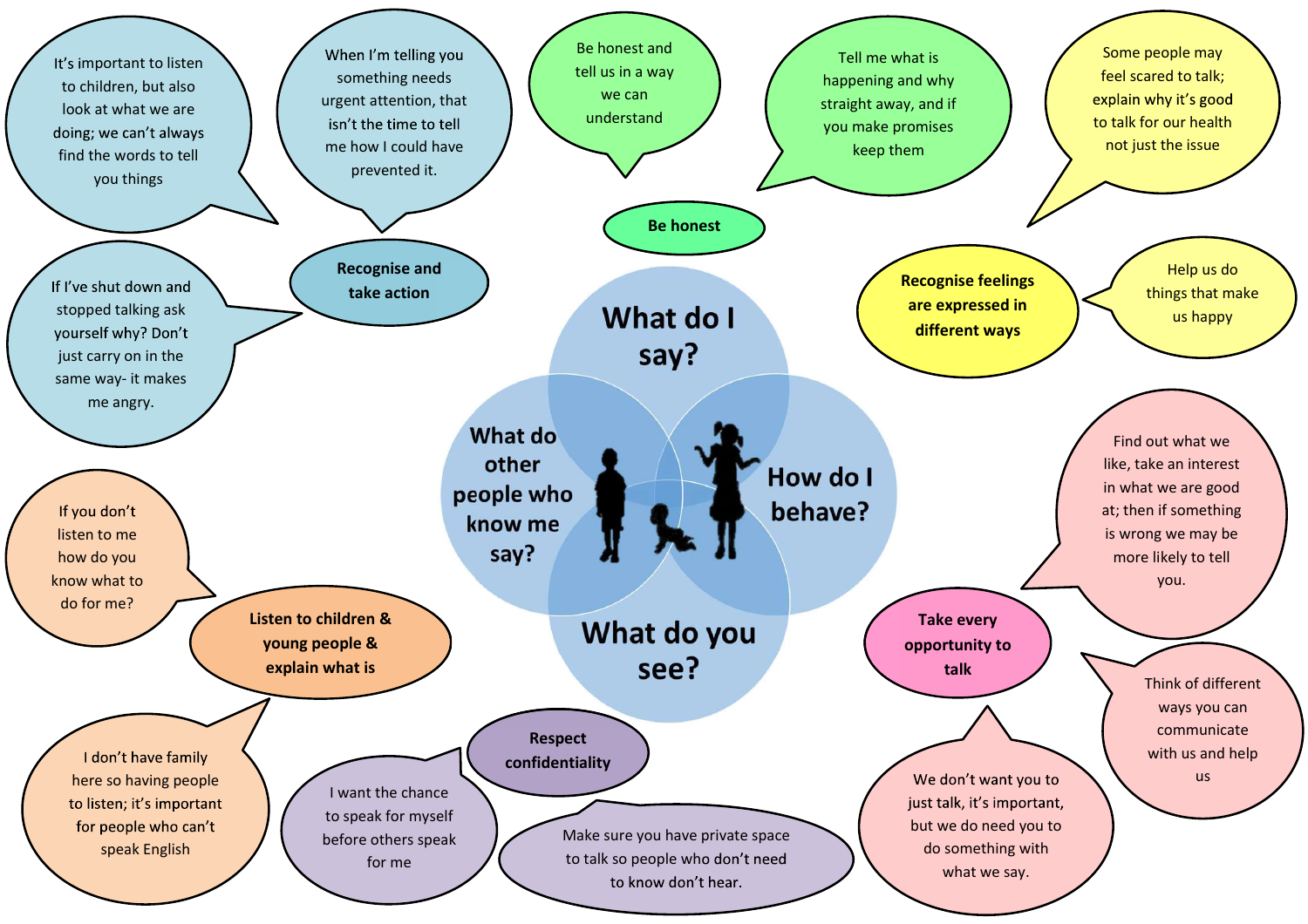What do I say?

What do other people who know me say?

How do I behave?

What do you see?

**Recognise and take action**

It's important to listen to children, but also look at what we are doing; we can't always find the words to tell you things

When I'm telling you something needs urgent attention, that isn't the time to tell me how I could have prevented it.

If I've shut down and stopped talking ask yourself why? Don't just carry on in the same way- it makes me angry.

**Be honest**

Be honest and tell us in a way we can understand

Tell me what is happening and why straight away, and if you make promises keep them

**Recognise feelings are expressed in different ways**

Some people may feel scared to talk; explain why it's good to talk for our health not just the issue

Help us do things that make us happy

**Listen to children & young people & explain what is**

If you don't listen to me how do you know what to do for me?

I don't have family here so having people to listen; it's important for people who can't speak English

**Respect confidentiality**

I want the chance to speak for myself before others speak for me

Make sure you have private space to talk so people who don't need to know don't hear.

**Take every opportunity to talk**

Find out what we like, take an interest in what we are good at; then if something is wrong we may be more likely to tell you.

Think of different ways you can communicate with us and help us

We don't want you to just talk, it's important, but we do need you to do something with what we say.